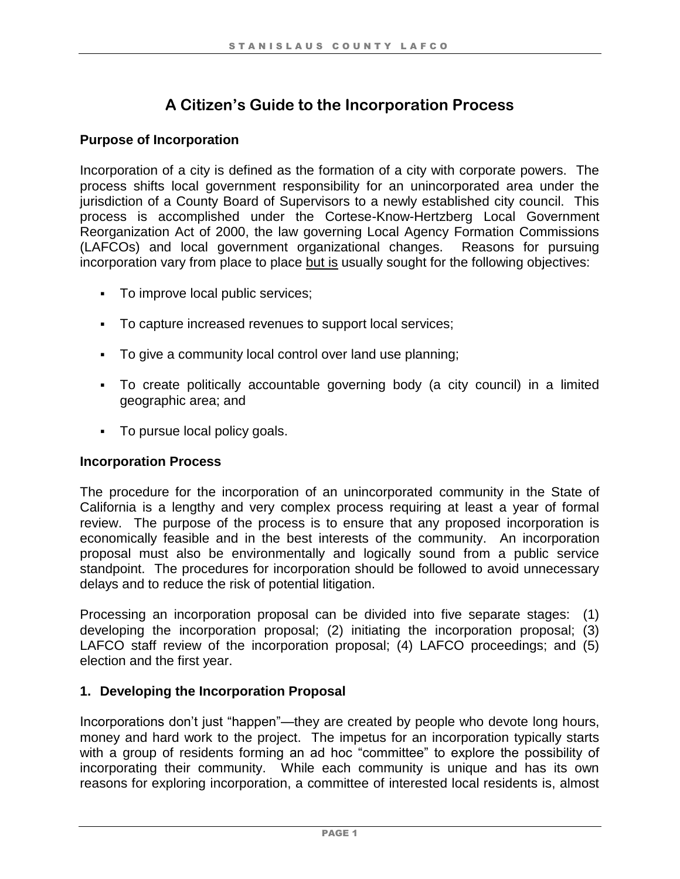# A Citizen's Guide to the Incorporation Process

## Purpose of Incorporation

Incorporation of a city is defined as the formation of a city with corporate powers. The process shifts local government responsibility for an unincorporated area under the jurisdiction of a County Board of Supervisors to a newly established city council. This process is accomplished under the Cortese-Know-Hertzberg Local Government Reorganization Act of 2000, the law governing Local Agency Formation Commissions (LAFCOs) and local government organizational changes. Reasons for pursuing incorporation vary from place to place but is usually sought for the following objectives:

- To improve local public services;
- To capture increased revenues to support local services;
- To give a community local control over land use planning;
- To create politically accountable governing body (a city council) in a limited geographic area; and
- To pursue local policy goals.

## Incorporation Process

The procedure for the incorporation of an unincorporated community in the State of California is a lengthy and very complex process requiring at least a year of formal review. The purpose of the process is to ensure that any proposed incorporation is economically feasible and in the best interests of the community. An incorporation proposal must also be environmentally and logically sound from a public service standpoint. The procedures for incorporation should be followed to avoid unnecessary delays and to reduce the risk of potential litigation.

Processing an incorporation proposal can be divided into five separate stages: (1) developing the incorporation proposal; (2) initiating the incorporation proposal; (3) LAFCO staff review of the incorporation proposal; (4) LAFCO proceedings; and (5) election and the first year.

### 1. Developing the Incorporation Proposal

Incorporations don't just "happen"—they are created by people who devote long hours, money and hard work to the project. The impetus for an incorporation typically starts with a group of residents forming an ad hoc "committee" to explore the possibility of incorporating their community. While each community is unique and has its own reasons for exploring incorporation, a committee of interested local residents is, almost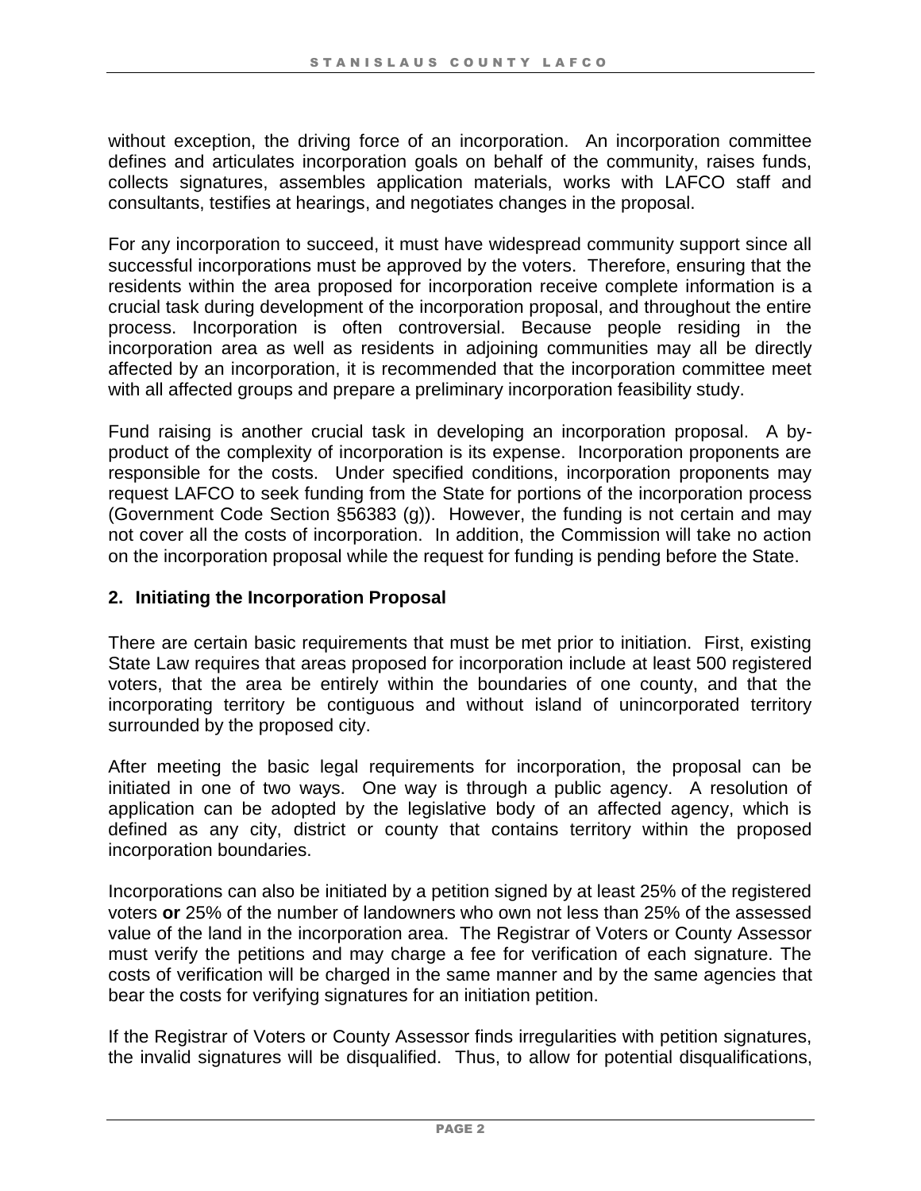without exception, the driving force of an incorporation. An incorporation committee defines and articulates incorporation goals on behalf of the community, raises funds, collects signatures, assembles application materials, works with LAFCO staff and consultants, testifies at hearings, and negotiates changes in the proposal.

For any incorporation to succeed, it must have widespread community support since all successful incorporations must be approved by the voters. Therefore, ensuring that the residents within the area proposed for incorporation receive complete information is a crucial task during development of the incorporation proposal, and throughout the entire process. Incorporation is often controversial. Because people residing in the incorporation area as well as residents in adjoining communities may all be directly affected by an incorporation, it is recommended that the incorporation committee meet with all affected groups and prepare a preliminary incorporation feasibility study.

Fund raising is another crucial task in developing an incorporation proposal. A by-product of the complexity of incorporation is its expense. Incorporation proponents are responsible for the costs. Under specified conditions, incorporation proponents may request LAFCO to seek funding from the State for portions of the incorporation process (Government Code Section §56383 (g)). However, the funding is not certain and may not cover all the costs of incorporation. In addition, the Commission will take no action on the incorporation proposal while the request for funding is pending before the State.

## 2. Initiating the Incorporation Proposal

There are certain basic requirements that must be met prior to initiation. First, existing State Law requires that areas proposed for incorporation include at least 500 registered voters, that the area be entirely within the boundaries of one county, and that the incorporating territory be contiguous and without island of unincorporated territory surrounded by the proposed city.

After meeting the basic legal requirements for incorporation, the proposal can be initiated in one of two ways. One way is through a public agency. A resolution of application can be adopted by the legislative body of an affected agency, which is defined as any city, district or county that contains territory within the proposed incorporation boundaries.

Incorporations can also be initiated by a petition signed by at least 25% of the registered voters **or** 25% of the number of landowners who own not less than 25% of the assessed value of the land in the incorporation area. The Registrar of Voters or County Assessor must verify the petitions and may charge a fee for verification of each signature. The costs of verification will be charged in the same manner and by the same agencies that bear the costs for verifying signatures for an initiation petition.

If the Registrar of Voters or County Assessor finds irregularities with petition signatures, the invalid signatures will be disqualified. Thus, to allow for potential disqualifications,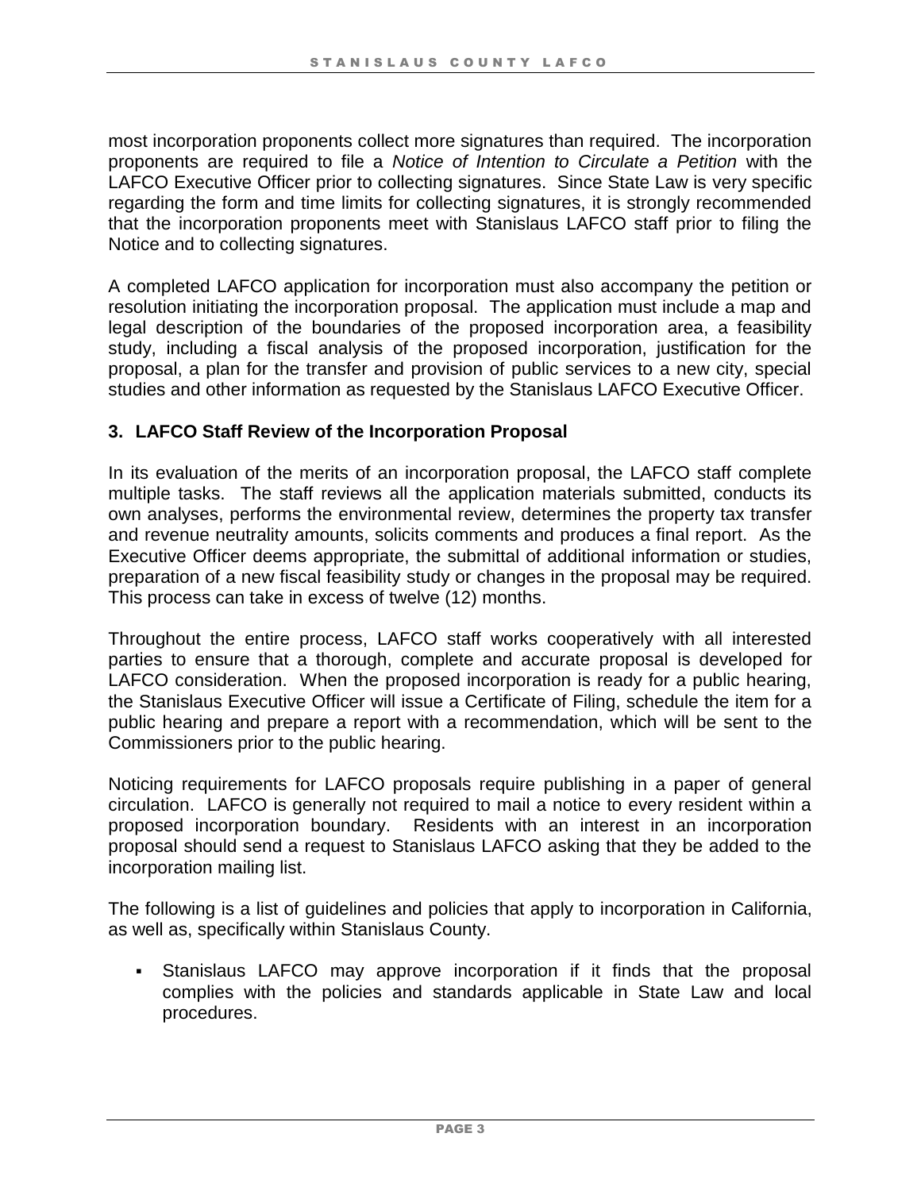most incorporation proponents collect more signatures than required. The incorporation proponents are required to file a *Notice of Intention to Circulate a Petition* with the LAFCO Executive Officer prior to collecting signatures. Since State Law is very specific regarding the form and time limits for collecting signatures, it is strongly recommended that the incorporation proponents meet with Stanislaus LAFCO staff prior to filing the Notice and to collecting signatures.

A completed LAFCO application for incorporation must also accompany the petition or resolution initiating the incorporation proposal. The application must include a map and legal description of the boundaries of the proposed incorporation area, a feasibility study, including a fiscal analysis of the proposed incorporation, justification for the proposal, a plan for the transfer and provision of public services to a new city, special studies and other information as requested by the Stanislaus LAFCO Executive Officer.

### 3. LAFCO Staff Review of the Incorporation Proposal

In its evaluation of the merits of an incorporation proposal, the LAFCO staff complete multiple tasks. The staff reviews all the application materials submitted, conducts its own analyses, performs the environmental review, determines the property tax transfer and revenue neutrality amounts, solicits comments and produces a final report. As the Executive Officer deems appropriate, the submittal of additional information or studies, preparation of a new fiscal feasibility study or changes in the proposal may be required. This process can take in excess of twelve (12) months.

Throughout the entire process, LAFCO staff works cooperatively with all interested parties to ensure that a thorough, complete and accurate proposal is developed for LAFCO consideration. When the proposed incorporation is ready for a public hearing, the Stanislaus Executive Officer will issue a Certificate of Filing, schedule the item for a public hearing and prepare a report with a recommendation, which will be sent to the Commissioners prior to the public hearing.

Noticing requirements for LAFCO proposals require publishing in a paper of general circulation. LAFCO is generally not required to mail a notice to every resident within a proposed incorporation boundary. Residents with an interest in an incorporation proposal should send a request to Stanislaus LAFCO asking that they be added to the incorporation mailing list.

The following is a list of guidelines and policies that apply to incorporation in California, as well as, specifically within Stanislaus County.

- Stanislaus LAFCO may approve incorporation if it finds that the proposal complies with the policies and standards applicable in State Law and local procedures.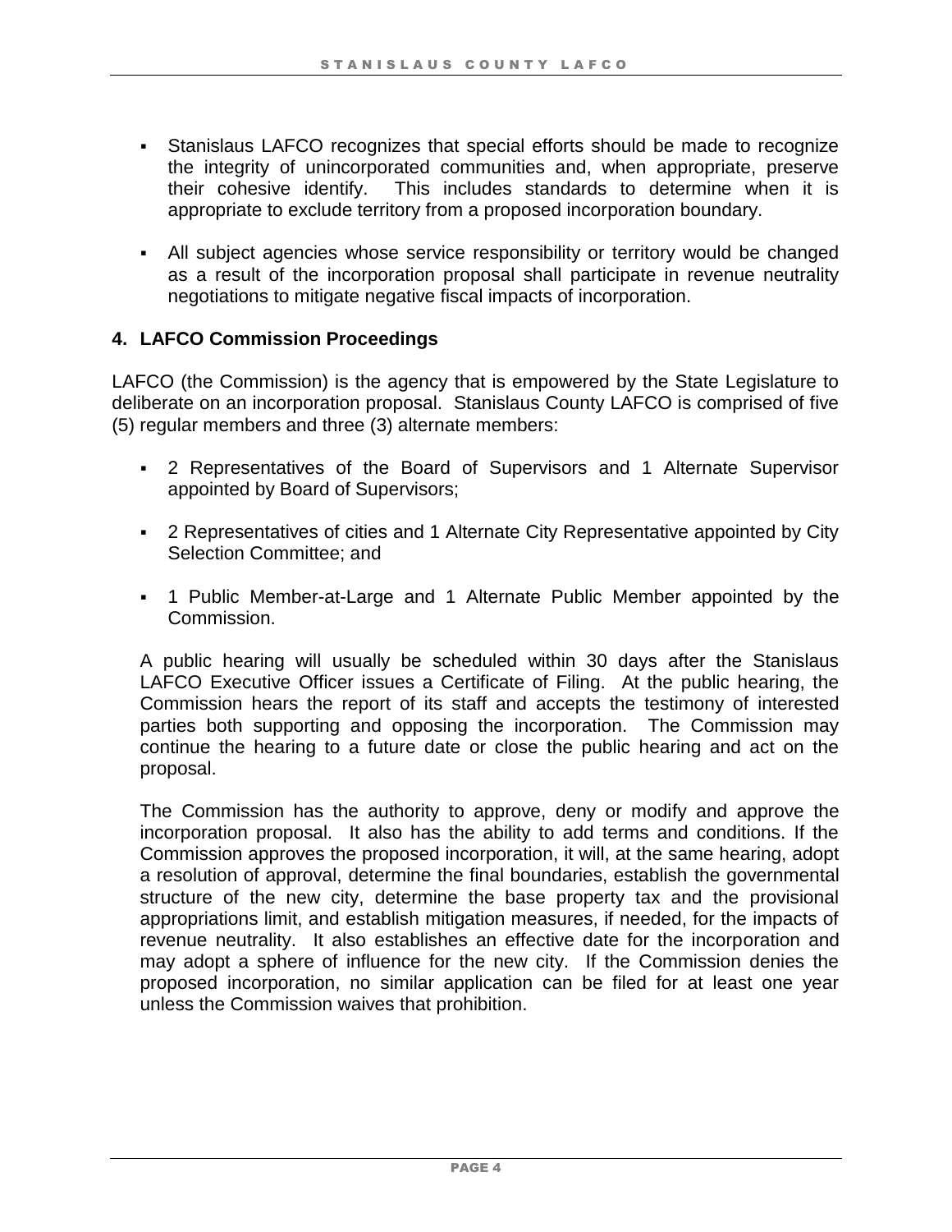- Stanislaus LAFCO recognizes that special efforts should be made to recognize the integrity of unincorporated communities and, when appropriate, preserve their cohesive identify. This includes standards to determine when it is appropriate to exclude territory from a proposed incorporation boundary.

- All subject agencies whose service responsibility or territory would be changed as a result of the incorporation proposal shall participate in revenue neutrality negotiations to mitigate negative fiscal impacts of incorporation.

## 4. LAFCO Commission Proceedings

LAFCO (the Commission) is the agency that is empowered by the State Legislature to deliberate on an incorporation proposal. Stanislaus County LAFCO is comprised of five (5) regular members and three (3) alternate members:

- 2 Representatives of the Board of Supervisors and 1 Alternate Supervisor appointed by Board of Supervisors;

- 2 Representatives of cities and 1 Alternate City Representative appointed by City Selection Committee; and

- 1 Public Member-at-Large and 1 Alternate Public Member appointed by the Commission.

A public hearing will usually be scheduled within 30 days after the Stanislaus LAFCO Executive Officer issues a Certificate of Filing. At the public hearing, the Commission hears the report of its staff and accepts the testimony of interested parties both supporting and opposing the incorporation. The Commission may continue the hearing to a future date or close the public hearing and act on the proposal.

The Commission has the authority to approve, deny or modify and approve the incorporation proposal. It also has the ability to add terms and conditions. If the Commission approves the proposed incorporation, it will, at the same hearing, adopt a resolution of approval, determine the final boundaries, establish the governmental structure of the new city, determine the base property tax and the provisional appropriations limit, and establish mitigation measures, if needed, for the impacts of revenue neutrality. It also establishes an effective date for the incorporation and may adopt a sphere of influence for the new city. If the Commission denies the proposed incorporation, no similar application can be filed for at least one year unless the Commission waives that prohibition.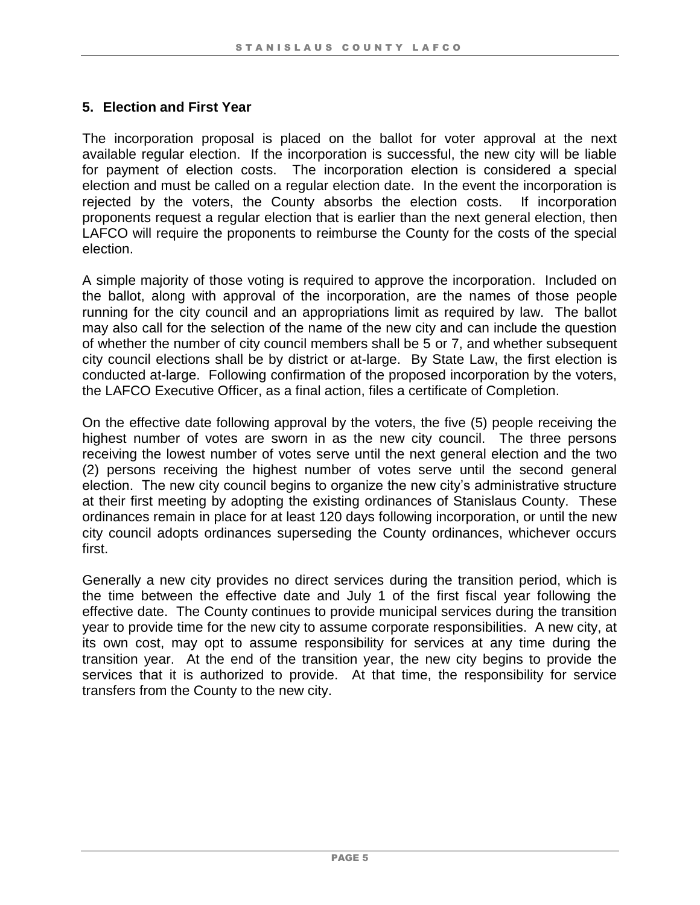## 5. Election and First Year

The incorporation proposal is placed on the ballot for voter approval at the next available regular election. If the incorporation is successful, the new city will be liable for payment of election costs. The incorporation election is considered a special election and must be called on a regular election date. In the event the incorporation is rejected by the voters, the County absorbs the election costs. If incorporation proponents request a regular election that is earlier than the next general election, then LAFCO will require the proponents to reimburse the County for the costs of the special election.

A simple majority of those voting is required to approve the incorporation. Included on the ballot, along with approval of the incorporation, are the names of those people running for the city council and an appropriations limit as required by law. The ballot may also call for the selection of the name of the new city and can include the question of whether the number of city council members shall be 5 or 7, and whether subsequent city council elections shall be by district or at-large. By State Law, the first election is conducted at-large. Following confirmation of the proposed incorporation by the voters, the LAFCO Executive Officer, as a final action, files a certificate of Completion.

On the effective date following approval by the voters, the five (5) people receiving the highest number of votes are sworn in as the new city council. The three persons receiving the lowest number of votes serve until the next general election and the two (2) persons receiving the highest number of votes serve until the second general election. The new city council begins to organize the new city's administrative structure at their first meeting by adopting the existing ordinances of Stanislaus County. These ordinances remain in place for at least 120 days following incorporation, or until the new city council adopts ordinances superseding the County ordinances, whichever occurs first.

Generally a new city provides no direct services during the transition period, which is the time between the effective date and July 1 of the first fiscal year following the effective date. The County continues to provide municipal services during the transition year to provide time for the new city to assume corporate responsibilities. A new city, at its own cost, may opt to assume responsibility for services at any time during the transition year. At the end of the transition year, the new city begins to provide the services that it is authorized to provide. At that time, the responsibility for service transfers from the County to the new city.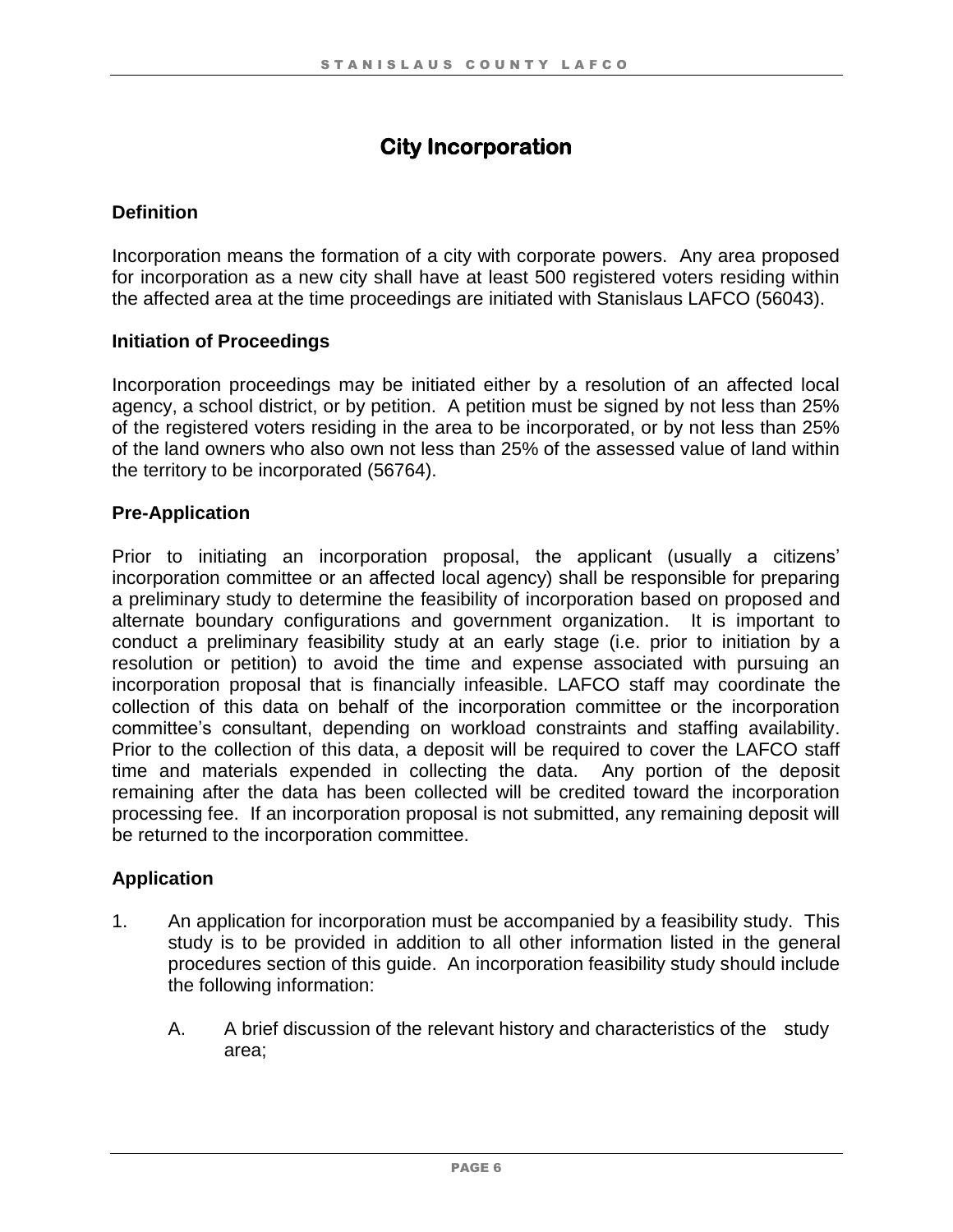# City Incorporation

## Definition

Incorporation means the formation of a city with corporate powers. Any area proposed for incorporation as a new city shall have at least 500 registered voters residing within the affected area at the time proceedings are initiated with Stanislaus LAFCO (56043).

## Initiation of Proceedings

Incorporation proceedings may be initiated either by a resolution of an affected local agency, a school district, or by petition. A petition must be signed by not less than 25% of the registered voters residing in the area to be incorporated, or by not less than 25% of the land owners who also own not less than 25% of the assessed value of land within the territory to be incorporated (56764).

## Pre-Application

Prior to initiating an incorporation proposal, the applicant (usually a citizens' incorporation committee or an affected local agency) shall be responsible for preparing a preliminary study to determine the feasibility of incorporation based on proposed and alternate boundary configurations and government organization. It is important to conduct a preliminary feasibility study at an early stage (i.e. prior to initiation by a resolution or petition) to avoid the time and expense associated with pursuing an incorporation proposal that is financially infeasible. LAFCO staff may coordinate the collection of this data on behalf of the incorporation committee or the incorporation committee's consultant, depending on workload constraints and staffing availability. Prior to the collection of this data, a deposit will be required to cover the LAFCO staff time and materials expended in collecting the data. Any portion of the deposit remaining after the data has been collected will be credited toward the incorporation processing fee. If an incorporation proposal is not submitted, any remaining deposit will be returned to the incorporation committee.

## Application

1. An application for incorporation must be accompanied by a feasibility study. This study is to be provided in addition to all other information listed in the general procedures section of this guide. An incorporation feasibility study should include the following information:

   A. A brief discussion of the relevant history and characteristics of the study area;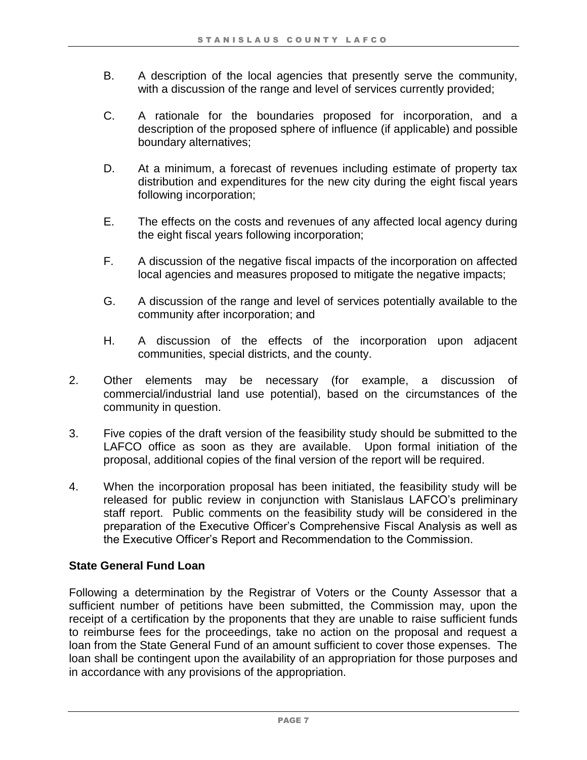B. A description of the local agencies that presently serve the community, with a discussion of the range and level of services currently provided;

C. A rationale for the boundaries proposed for incorporation, and a description of the proposed sphere of influence (if applicable) and possible boundary alternatives;

D. At a minimum, a forecast of revenues including estimate of property tax distribution and expenditures for the new city during the eight fiscal years following incorporation;

E. The effects on the costs and revenues of any affected local agency during the eight fiscal years following incorporation;

F. A discussion of the negative fiscal impacts of the incorporation on affected local agencies and measures proposed to mitigate the negative impacts;

G. A discussion of the range and level of services potentially available to the community after incorporation; and

H. A discussion of the effects of the incorporation upon adjacent communities, special districts, and the county.

2. Other elements may be necessary (for example, a discussion of commercial/industrial land use potential), based on the circumstances of the community in question.

3. Five copies of the draft version of the feasibility study should be submitted to the LAFCO office as soon as they are available. Upon formal initiation of the proposal, additional copies of the final version of the report will be required.

4. When the incorporation proposal has been initiated, the feasibility study will be released for public review in conjunction with Stanislaus LAFCO's preliminary staff report. Public comments on the feasibility study will be considered in the preparation of the Executive Officer's Comprehensive Fiscal Analysis as well as the Executive Officer's Report and Recommendation to the Commission.

**State General Fund Loan**

Following a determination by the Registrar of Voters or the County Assessor that a sufficient number of petitions have been submitted, the Commission may, upon the receipt of a certification by the proponents that they are unable to raise sufficient funds to reimburse fees for the proceedings, take no action on the proposal and request a loan from the State General Fund of an amount sufficient to cover those expenses. The loan shall be contingent upon the availability of an appropriation for those purposes and in accordance with any provisions of the appropriation.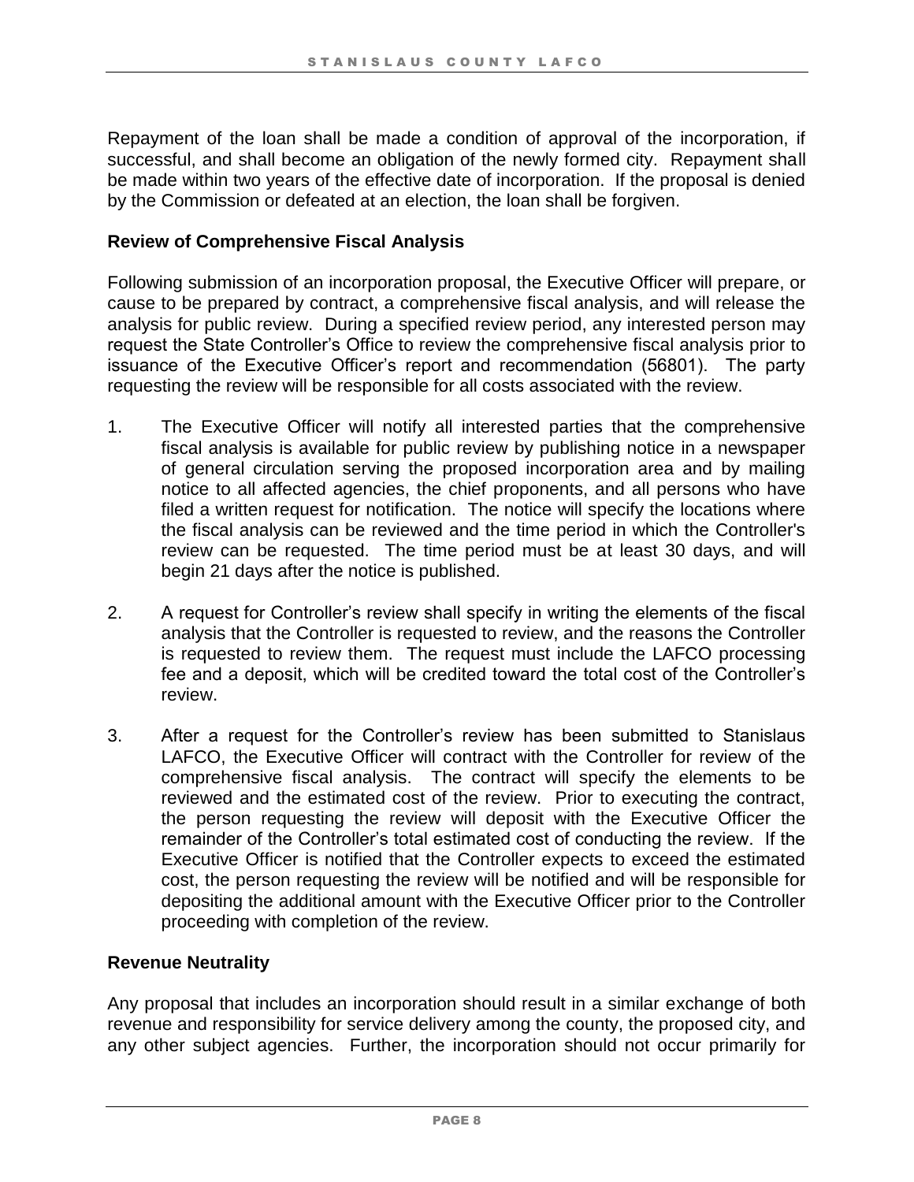Repayment of the loan shall be made a condition of approval of the incorporation, if successful, and shall become an obligation of the newly formed city. Repayment shall be made within two years of the effective date of incorporation. If the proposal is denied by the Commission or defeated at an election, the loan shall be forgiven.

### Review of Comprehensive Fiscal Analysis

Following submission of an incorporation proposal, the Executive Officer will prepare, or cause to be prepared by contract, a comprehensive fiscal analysis, and will release the analysis for public review. During a specified review period, any interested person may request the State Controller's Office to review the comprehensive fiscal analysis prior to issuance of the Executive Officer's report and recommendation (56801). The party requesting the review will be responsible for all costs associated with the review.

1. The Executive Officer will notify all interested parties that the comprehensive fiscal analysis is available for public review by publishing notice in a newspaper of general circulation serving the proposed incorporation area and by mailing notice to all affected agencies, the chief proponents, and all persons who have filed a written request for notification. The notice will specify the locations where the fiscal analysis can be reviewed and the time period in which the Controller's review can be requested. The time period must be at least 30 days, and will begin 21 days after the notice is published.

2. A request for Controller's review shall specify in writing the elements of the fiscal analysis that the Controller is requested to review, and the reasons the Controller is requested to review them. The request must include the LAFCO processing fee and a deposit, which will be credited toward the total cost of the Controller's review.

3. After a request for the Controller's review has been submitted to Stanislaus LAFCO, the Executive Officer will contract with the Controller for review of the comprehensive fiscal analysis. The contract will specify the elements to be reviewed and the estimated cost of the review. Prior to executing the contract, the person requesting the review will deposit with the Executive Officer the remainder of the Controller's total estimated cost of conducting the review. If the Executive Officer is notified that the Controller expects to exceed the estimated cost, the person requesting the review will be notified and will be responsible for depositing the additional amount with the Executive Officer prior to the Controller proceeding with completion of the review.

### Revenue Neutrality

Any proposal that includes an incorporation should result in a similar exchange of both revenue and responsibility for service delivery among the county, the proposed city, and any other subject agencies. Further, the incorporation should not occur primarily for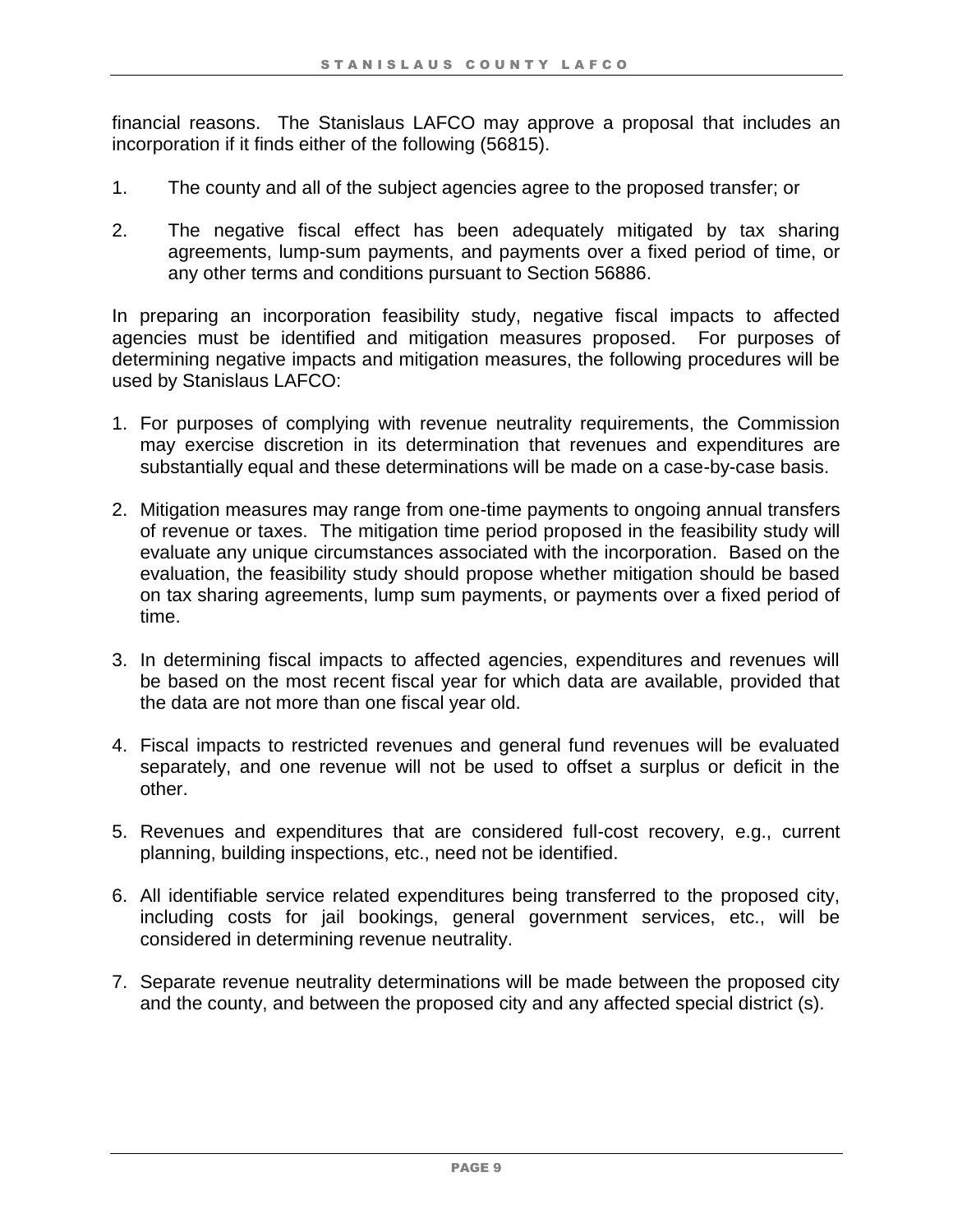financial reasons. The Stanislaus LAFCO may approve a proposal that includes an incorporation if it finds either of the following (56815).

1. The county and all of the subject agencies agree to the proposed transfer; or

2. The negative fiscal effect has been adequately mitigated by tax sharing agreements, lump-sum payments, and payments over a fixed period of time, or any other terms and conditions pursuant to Section 56886.

In preparing an incorporation feasibility study, negative fiscal impacts to affected agencies must be identified and mitigation measures proposed. For purposes of determining negative impacts and mitigation measures, the following procedures will be used by Stanislaus LAFCO:

1. For purposes of complying with revenue neutrality requirements, the Commission may exercise discretion in its determination that revenues and expenditures are substantially equal and these determinations will be made on a case-by-case basis.

2. Mitigation measures may range from one-time payments to ongoing annual transfers of revenue or taxes. The mitigation time period proposed in the feasibility study will evaluate any unique circumstances associated with the incorporation. Based on the evaluation, the feasibility study should propose whether mitigation should be based on tax sharing agreements, lump sum payments, or payments over a fixed period of time.

3. In determining fiscal impacts to affected agencies, expenditures and revenues will be based on the most recent fiscal year for which data are available, provided that the data are not more than one fiscal year old.

4. Fiscal impacts to restricted revenues and general fund revenues will be evaluated separately, and one revenue will not be used to offset a surplus or deficit in the other.

5. Revenues and expenditures that are considered full-cost recovery, e.g., current planning, building inspections, etc., need not be identified.

6. All identifiable service related expenditures being transferred to the proposed city, including costs for jail bookings, general government services, etc., will be considered in determining revenue neutrality.

7. Separate revenue neutrality determinations will be made between the proposed city and the county, and between the proposed city and any affected special district (s).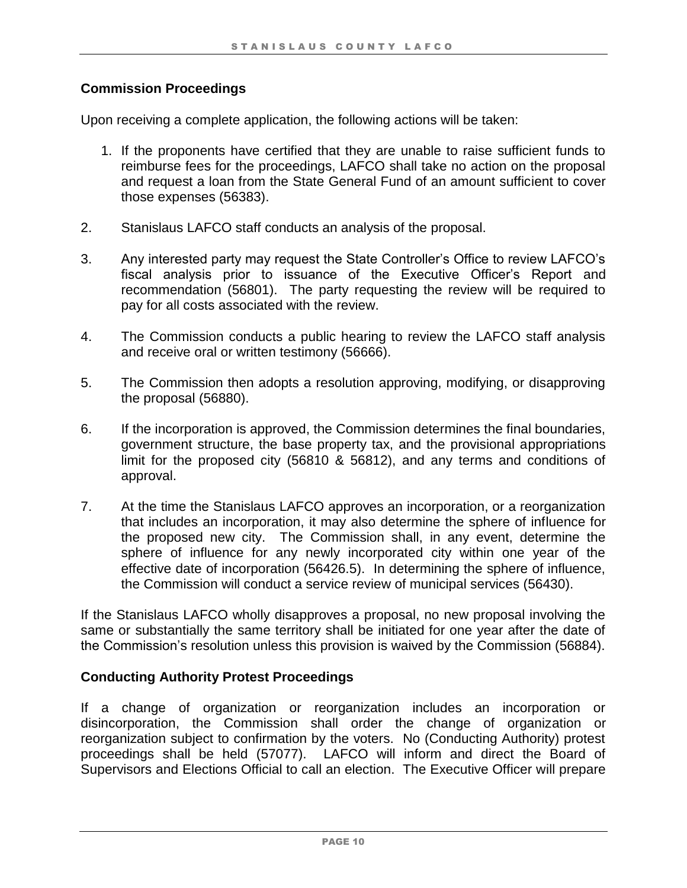## Commission Proceedings

Upon receiving a complete application, the following actions will be taken:

1. If the proponents have certified that they are unable to raise sufficient funds to reimburse fees for the proceedings, LAFCO shall take no action on the proposal and request a loan from the State General Fund of an amount sufficient to cover those expenses (56383).

2. Stanislaus LAFCO staff conducts an analysis of the proposal.

3. Any interested party may request the State Controller's Office to review LAFCO's fiscal analysis prior to issuance of the Executive Officer's Report and recommendation (56801). The party requesting the review will be required to pay for all costs associated with the review.

4. The Commission conducts a public hearing to review the LAFCO staff analysis and receive oral or written testimony (56666).

5. The Commission then adopts a resolution approving, modifying, or disapproving the proposal (56880).

6. If the incorporation is approved, the Commission determines the final boundaries, government structure, the base property tax, and the provisional appropriations limit for the proposed city (56810 & 56812), and any terms and conditions of approval.

7. At the time the Stanislaus LAFCO approves an incorporation, or a reorganization that includes an incorporation, it may also determine the sphere of influence for the proposed new city. The Commission shall, in any event, determine the sphere of influence for any newly incorporated city within one year of the effective date of incorporation (56426.5). In determining the sphere of influence, the Commission will conduct a service review of municipal services (56430).

If the Stanislaus LAFCO wholly disapproves a proposal, no new proposal involving the same or substantially the same territory shall be initiated for one year after the date of the Commission's resolution unless this provision is waived by the Commission (56884).

## Conducting Authority Protest Proceedings

If a change of organization or reorganization includes an incorporation or disincorporation, the Commission shall order the change of organization or reorganization subject to confirmation by the voters. No (Conducting Authority) protest proceedings shall be held (57077). LAFCO will inform and direct the Board of Supervisors and Elections Official to call an election. The Executive Officer will prepare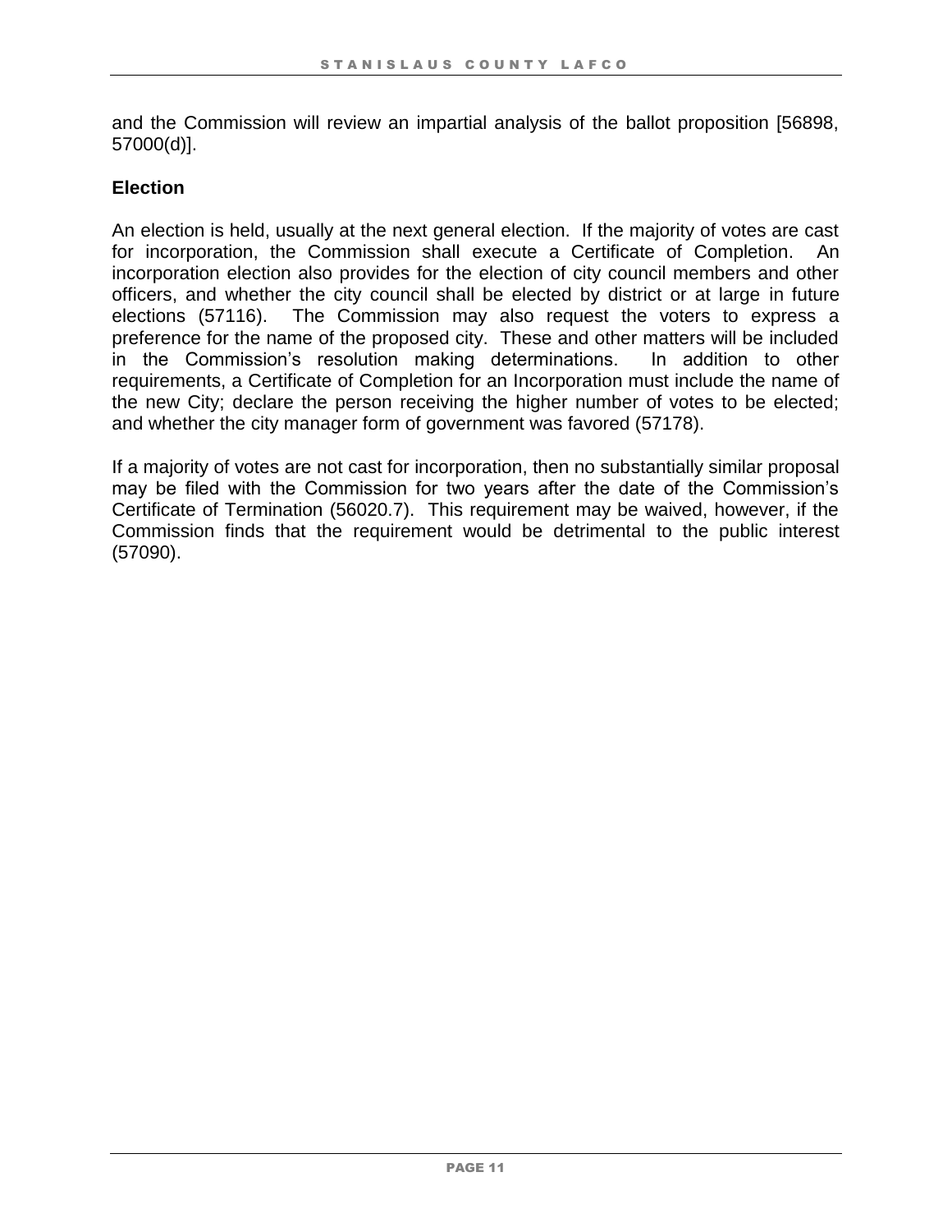and the Commission will review an impartial analysis of the ballot proposition [56898, 57000(d)].

### Election

An election is held, usually at the next general election. If the majority of votes are cast for incorporation, the Commission shall execute a Certificate of Completion. An incorporation election also provides for the election of city council members and other officers, and whether the city council shall be elected by district or at large in future elections (57116). The Commission may also request the voters to express a preference for the name of the proposed city. These and other matters will be included in the Commission's resolution making determinations. In addition to other requirements, a Certificate of Completion for an Incorporation must include the name of the new City; declare the person receiving the higher number of votes to be elected; and whether the city manager form of government was favored (57178).

If a majority of votes are not cast for incorporation, then no substantially similar proposal may be filed with the Commission for two years after the date of the Commission's Certificate of Termination (56020.7). This requirement may be waived, however, if the Commission finds that the requirement would be detrimental to the public interest (57090).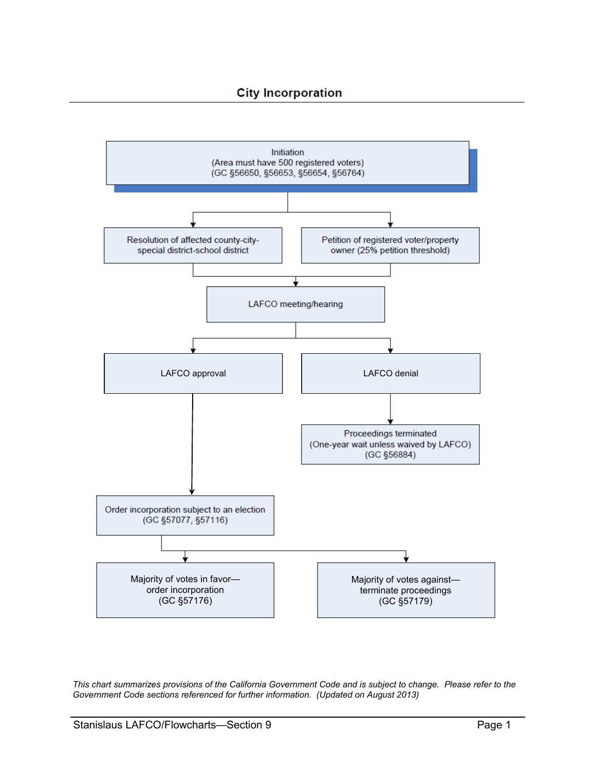## City Incorporation

Initiation
(Area must have 500 registered voters)
(GC §56650, §56653, §56654, §56764)

Resolution of affected county-city-special district-school district

Petition of registered voter/property owner (25% petition threshold)

LAFCO meeting/hearing

LAFCO approval

LAFCO denial

Proceedings terminated
(One-year wait unless waived by LAFCO)
(GC §56884)

Order incorporation subject to an election
(GC §57077, §57116)

Majority of votes in favor—
order incorporation
(GC §57176)

Majority of votes against—
terminate proceedings
(GC §57179)

*This chart summarizes provisions of the California Government Code and is subject to change. Please refer to the Government Code sections referenced for further information. (Updated on August 2013)*